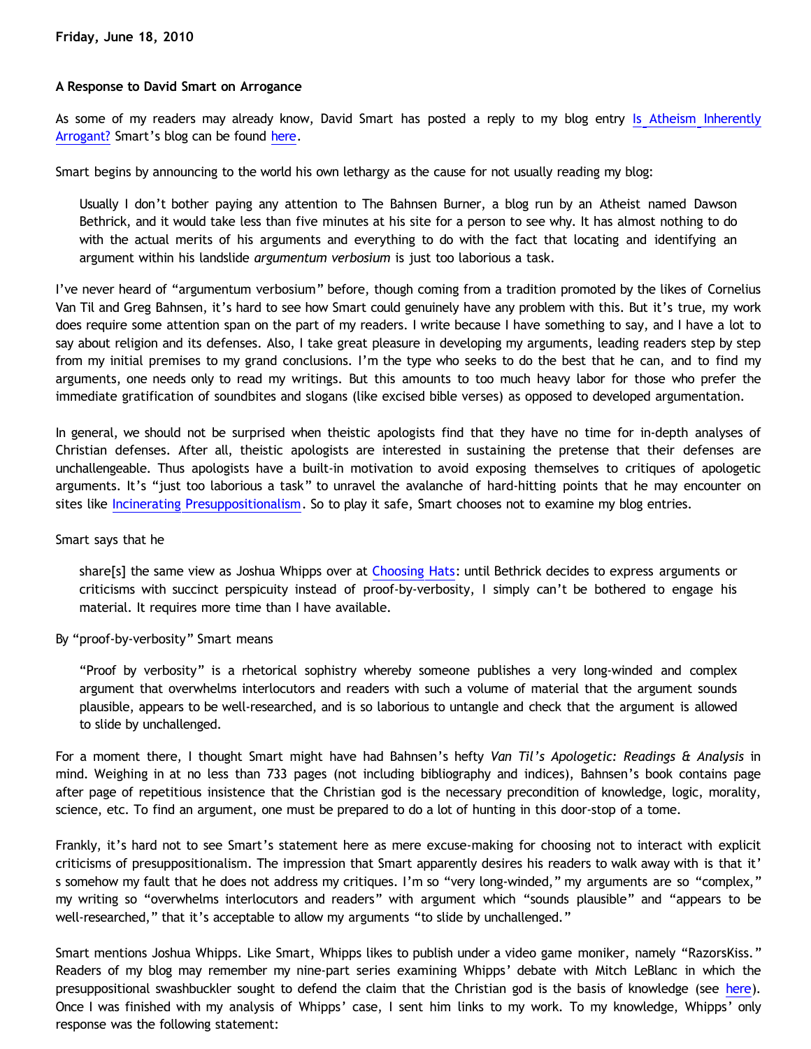**Friday, June 18, 2010**

**A Response to David Smart on Arrogance**

As some of my readers may already know, David Smart has posted a reply to my blog entry Is Atheism Inherently Arrogant? Smart's blog can be found here.

Smart begins by announcing to the world his own lethargy as the cause for not usually reading my blog:

> Usually I don't bother paying any attention to The Bahnsen Burner, a blog run by an Atheist named Dawson Bethrick, and it would take less than five minutes at his site for a person to see why. It has almost nothing to do with the actual merits of his arguments and everything to do with the fact that locating and identifying an argument within his landslide *argumentum verbosium* is just too laborious a task.

I've never heard of "argumentum verbosium" before, though coming from a tradition promoted by the likes of Cornelius Van Til and Greg Bahnsen, it's hard to see how Smart could genuinely have any problem with this. But it's true, my work does require some attention span on the part of my readers. I write because I have something to say, and I have a lot to say about religion and its defenses. Also, I take great pleasure in developing my arguments, leading readers step by step from my initial premises to my grand conclusions. I'm the type who seeks to do the best that he can, and to find my arguments, one needs only to read my writings. But this amounts to too much heavy labor for those who prefer the immediate gratification of soundbites and slogans (like excised bible verses) as opposed to developed argumentation.

In general, we should not be surprised when theistic apologists find that they have no time for in-depth analyses of Christian defenses. After all, theistic apologists are interested in sustaining the pretense that their defenses are unchallengeable. Thus apologists have a built-in motivation to avoid exposing themselves to critiques of apologetic arguments. It's "just too laborious a task" to unravel the avalanche of hard-hitting points that he may encounter on sites like Incinerating Presuppositionalism. So to play it safe, Smart chooses not to examine my blog entries.

Smart says that he

> share[s] the same view as Joshua Whipps over at Choosing Hats: until Bethrick decides to express arguments or criticisms with succinct perspicuity instead of proof-by-verbosity, I simply can't be bothered to engage his material. It requires more time than I have available.

By "proof-by-verbosity" Smart means

> "Proof by verbosity" is a rhetorical sophistry whereby someone publishes a very long-winded and complex argument that overwhelms interlocutors and readers with such a volume of material that the argument sounds plausible, appears to be well-researched, and is so laborious to untangle and check that the argument is allowed to slide by unchallenged.

For a moment there, I thought Smart might have had Bahnsen's hefty *Van Til's Apologetic: Readings & Analysis* in mind. Weighing in at no less than 733 pages (not including bibliography and indices), Bahnsen's book contains page after page of repetitious insistence that the Christian god is the necessary precondition of knowledge, logic, morality, science, etc. To find an argument, one must be prepared to do a lot of hunting in this door-stop of a tome.

Frankly, it's hard not to see Smart's statement here as mere excuse-making for choosing not to interact with explicit criticisms of presuppositionalism. The impression that Smart apparently desires his readers to walk away with is that it's somehow my fault that he does not address my critiques. I'm so "very long-winded," my arguments are so "complex," my writing so "overwhelms interlocutors and readers" with argument which "sounds plausible" and "appears to be well-researched," that it's acceptable to allow my arguments "to slide by unchallenged."

Smart mentions Joshua Whipps. Like Smart, Whipps likes to publish under a video game moniker, namely "RazorsKiss." Readers of my blog may remember my nine-part series examining Whipps' debate with Mitch LeBlanc in which the presuppositional swashbuckler sought to defend the claim that the Christian god is the basis of knowledge (see here). Once I was finished with my analysis of Whipps' case, I sent him links to my work. To my knowledge, Whipps' only response was the following statement: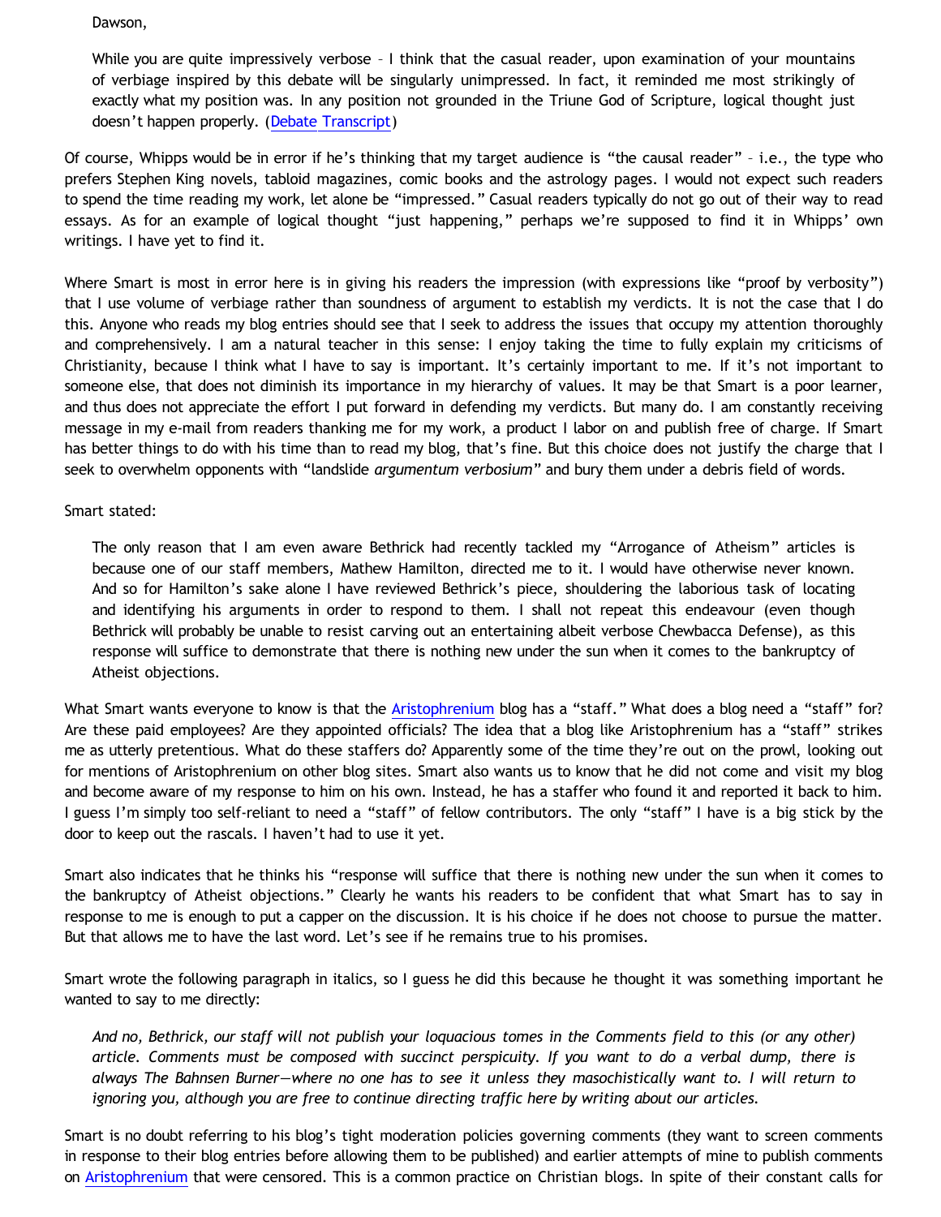> Dawson,
>
> While you are quite impressively verbose – I think that the casual reader, upon examination of your mountains of verbiage inspired by this debate will be singularly unimpressed. In fact, it reminded me most strikingly of exactly what my position was. In any position not grounded in the Triune God of Scripture, logical thought just doesn't happen properly. (Debate Transcript)

Of course, Whipps would be in error if he's thinking that my target audience is "the causal reader" – i.e., the type who prefers Stephen King novels, tabloid magazines, comic books and the astrology pages. I would not expect such readers to spend the time reading my work, let alone be "impressed." Casual readers typically do not go out of their way to read essays. As for an example of logical thought "just happening," perhaps we're supposed to find it in Whipps' own writings. I have yet to find it.

Where Smart is most in error here is in giving his readers the impression (with expressions like "proof by verbosity") that I use volume of verbiage rather than soundness of argument to establish my verdicts. It is not the case that I do this. Anyone who reads my blog entries should see that I seek to address the issues that occupy my attention thoroughly and comprehensively. I am a natural teacher in this sense: I enjoy taking the time to fully explain my criticisms of Christianity, because I think what I have to say is important. It's certainly important to me. If it's not important to someone else, that does not diminish its importance in my hierarchy of values. It may be that Smart is a poor learner, and thus does not appreciate the effort I put forward in defending my verdicts. But many do. I am constantly receiving message in my e-mail from readers thanking me for my work, a product I labor on and publish free of charge. If Smart has better things to do with his time than to read my blog, that's fine. But this choice does not justify the charge that I seek to overwhelm opponents with "landslide *argumentum verbosium*" and bury them under a debris field of words.

Smart stated:

> The only reason that I am even aware Bethrick had recently tackled my "Arrogance of Atheism" articles is because one of our staff members, Mathew Hamilton, directed me to it. I would have otherwise never known. And so for Hamilton's sake alone I have reviewed Bethrick's piece, shouldering the laborious task of locating and identifying his arguments in order to respond to them. I shall not repeat this endeavour (even though Bethrick will probably be unable to resist carving out an entertaining albeit verbose Chewbacca Defense), as this response will suffice to demonstrate that there is nothing new under the sun when it comes to the bankruptcy of Atheist objections.

What Smart wants everyone to know is that the Aristophrenium blog has a "staff." What does a blog need a "staff" for? Are these paid employees? Are they appointed officials? The idea that a blog like Aristophrenium has a "staff" strikes me as utterly pretentious. What do these staffers do? Apparently some of the time they're out on the prowl, looking out for mentions of Aristophrenium on other blog sites. Smart also wants us to know that he did not come and visit my blog and become aware of my response to him on his own. Instead, he has a staffer who found it and reported it back to him. I guess I'm simply too self-reliant to need a "staff" of fellow contributors. The only "staff" I have is a big stick by the door to keep out the rascals. I haven't had to use it yet.

Smart also indicates that he thinks his "response will suffice that there is nothing new under the sun when it comes to the bankruptcy of Atheist objections." Clearly he wants his readers to be confident that what Smart has to say in response to me is enough to put a capper on the discussion. It is his choice if he does not choose to pursue the matter. But that allows me to have the last word. Let's see if he remains true to his promises.

Smart wrote the following paragraph in italics, so I guess he did this because he thought it was something important he wanted to say to me directly:

> *And no, Bethrick, our staff will not publish your loquacious tomes in the Comments field to this (or any other) article. Comments must be composed with succinct perspicuity. If you want to do a verbal dump, there is always The Bahnsen Burner—where no one has to see it unless they masochistically want to. I will return to ignoring you, although you are free to continue directing traffic here by writing about our articles.*

Smart is no doubt referring to his blog's tight moderation policies governing comments (they want to screen comments in response to their blog entries before allowing them to be published) and earlier attempts of mine to publish comments on Aristophrenium that were censored. This is a common practice on Christian blogs. In spite of their constant calls for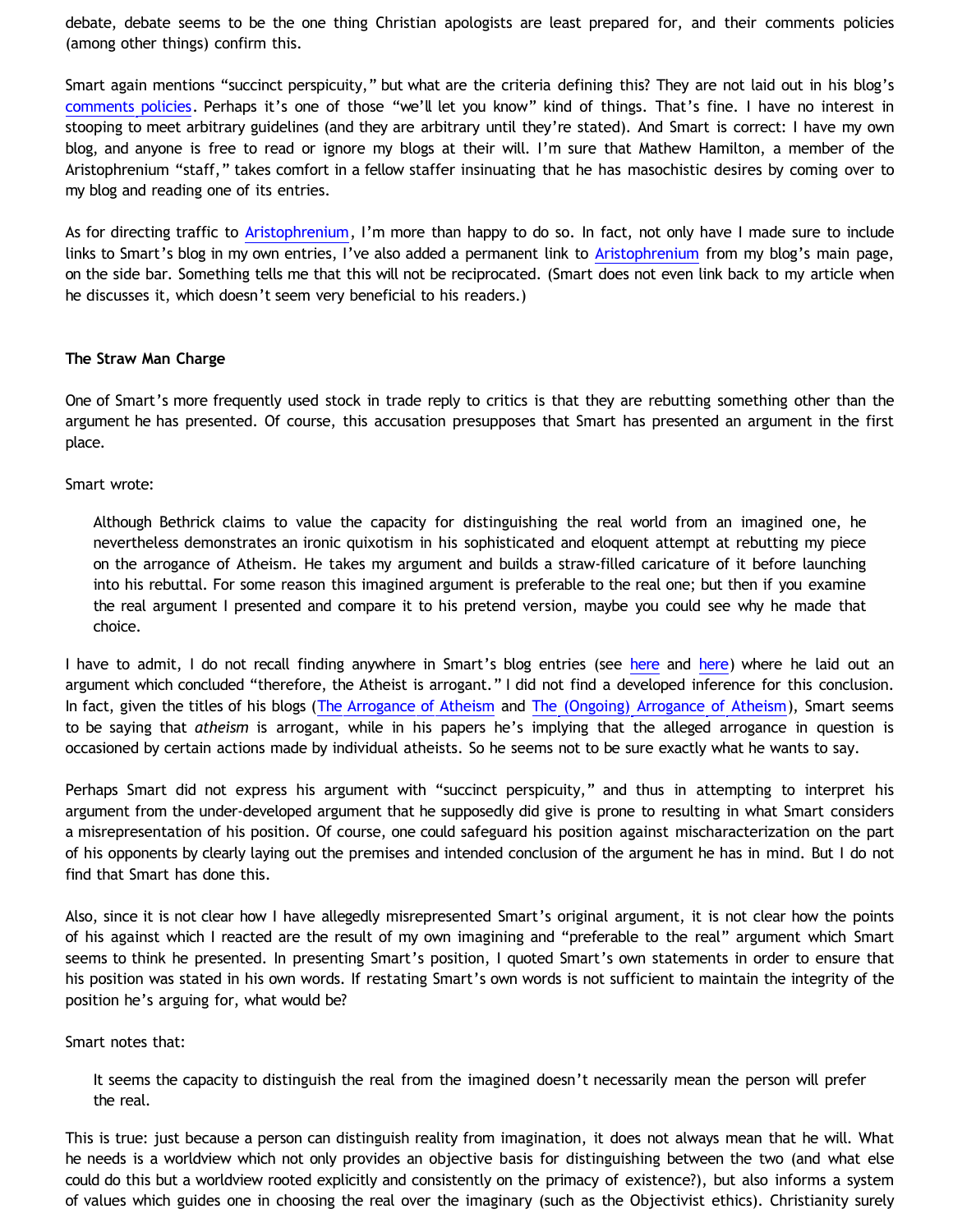debate, debate seems to be the one thing Christian apologists are least prepared for, and their comments policies (among other things) confirm this.

Smart again mentions "succinct perspicuity," but what are the criteria defining this? They are not laid out in his blog's comments policies. Perhaps it's one of those "we'll let you know" kind of things. That's fine. I have no interest in stooping to meet arbitrary guidelines (and they are arbitrary until they're stated). And Smart is correct: I have my own blog, and anyone is free to read or ignore my blogs at their will. I'm sure that Mathew Hamilton, a member of the Aristophrenium "staff," takes comfort in a fellow staffer insinuating that he has masochistic desires by coming over to my blog and reading one of its entries.

As for directing traffic to Aristophrenium, I'm more than happy to do so. In fact, not only have I made sure to include links to Smart's blog in my own entries, I've also added a permanent link to Aristophrenium from my blog's main page, on the side bar. Something tells me that this will not be reciprocated. (Smart does not even link back to my article when he discusses it, which doesn't seem very beneficial to his readers.)

**The Straw Man Charge**

One of Smart's more frequently used stock in trade reply to critics is that they are rebutting something other than the argument he has presented. Of course, this accusation presupposes that Smart has presented an argument in the first place.

Smart wrote:

> Although Bethrick claims to value the capacity for distinguishing the real world from an imagined one, he nevertheless demonstrates an ironic quixotism in his sophisticated and eloquent attempt at rebutting my piece on the arrogance of Atheism. He takes my argument and builds a straw-filled caricature of it before launching into his rebuttal. For some reason this imagined argument is preferable to the real one; but then if you examine the real argument I presented and compare it to his pretend version, maybe you could see why he made that choice.

I have to admit, I do not recall finding anywhere in Smart's blog entries (see here and here) where he laid out an argument which concluded "therefore, the Atheist is arrogant." I did not find a developed inference for this conclusion. In fact, given the titles of his blogs (The Arrogance of Atheism and The (Ongoing) Arrogance of Atheism), Smart seems to be saying that *atheism* is arrogant, while in his papers he's implying that the alleged arrogance in question is occasioned by certain actions made by individual atheists. So he seems not to be sure exactly what he wants to say.

Perhaps Smart did not express his argument with "succinct perspicuity," and thus in attempting to interpret his argument from the under-developed argument that he supposedly did give is prone to resulting in what Smart considers a misrepresentation of his position. Of course, one could safeguard his position against mischaracterization on the part of his opponents by clearly laying out the premises and intended conclusion of the argument he has in mind. But I do not find that Smart has done this.

Also, since it is not clear how I have allegedly misrepresented Smart's original argument, it is not clear how the points of his against which I reacted are the result of my own imagining and "preferable to the real" argument which Smart seems to think he presented. In presenting Smart's position, I quoted Smart's own statements in order to ensure that his position was stated in his own words. If restating Smart's own words is not sufficient to maintain the integrity of the position he's arguing for, what would be?

Smart notes that:

> It seems the capacity to distinguish the real from the imagined doesn't necessarily mean the person will prefer the real.

This is true: just because a person can distinguish reality from imagination, it does not always mean that he will. What he needs is a worldview which not only provides an objective basis for distinguishing between the two (and what else could do this but a worldview rooted explicitly and consistently on the primacy of existence?), but also informs a system of values which guides one in choosing the real over the imaginary (such as the Objectivist ethics). Christianity surely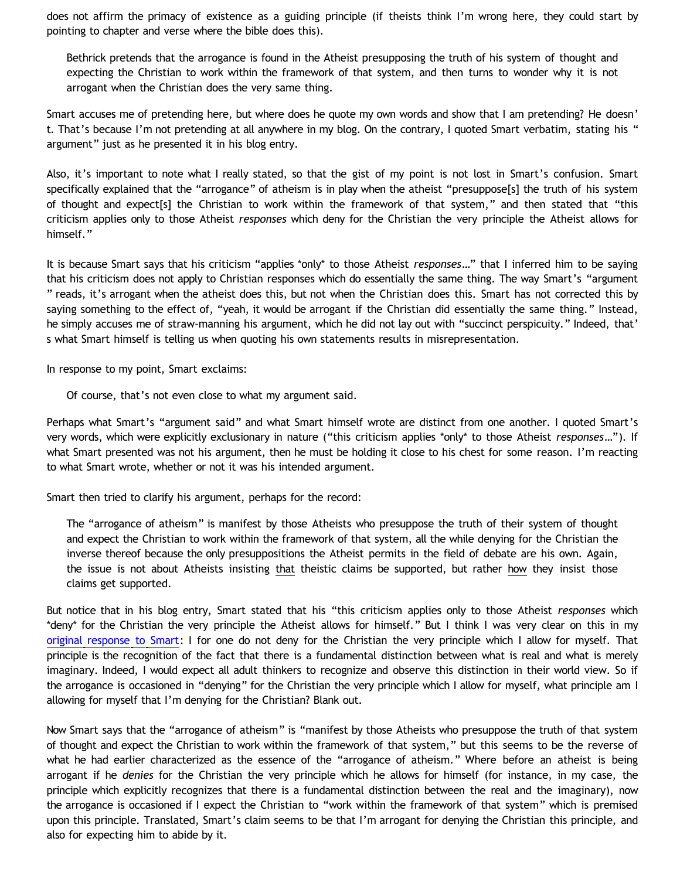does not affirm the primacy of existence as a guiding principle (if theists think I'm wrong here, they could start by pointing to chapter and verse where the bible does this).

> Bethrick pretends that the arrogance is found in the Atheist presupposing the truth of his system of thought and expecting the Christian to work within the framework of that system, and then turns to wonder why it is not arrogant when the Christian does the very same thing.

Smart accuses me of pretending here, but where does he quote my own words and show that I am pretending? He doesn't. That's because I'm not pretending at all anywhere in my blog. On the contrary, I quoted Smart verbatim, stating his "argument" just as he presented it in his blog entry.

Also, it's important to note what I really stated, so that the gist of my point is not lost in Smart's confusion. Smart specifically explained that the "arrogance" of atheism is in play when the atheist "presuppose[s] the truth of his system of thought and expect[s] the Christian to work within the framework of that system," and then stated that "this criticism applies only to those Atheist *responses* which deny for the Christian the very principle the Atheist allows for himself."

It is because Smart says that his criticism "applies *only* to those Atheist *responses*…" that I inferred him to be saying that his criticism does not apply to Christian responses which do essentially the same thing. The way Smart's "argument" reads, it's arrogant when the atheist does this, but not when the Christian does this. Smart has not corrected this by saying something to the effect of, "yeah, it would be arrogant if the Christian did essentially the same thing." Instead, he simply accuses me of straw-manning his argument, which he did not lay out with "succinct perspicuity." Indeed, that's what Smart himself is telling us when quoting his own statements results in misrepresentation.

In response to my point, Smart exclaims:

> Of course, that's not even close to what my argument said.

Perhaps what Smart's "argument said" and what Smart himself wrote are distinct from one another. I quoted Smart's very words, which were explicitly exclusionary in nature ("this criticism applies *only* to those Atheist *responses*…"). If what Smart presented was not his argument, then he must be holding it close to his chest for some reason. I'm reacting to what Smart wrote, whether or not it was his intended argument.

Smart then tried to clarify his argument, perhaps for the record:

> The "arrogance of atheism" is manifest by those Atheists who presuppose the truth of their system of thought and expect the Christian to work within the framework of that system, all the while denying for the Christian the inverse thereof because the only presuppositions the Atheist permits in the field of debate are his own. Again, the issue is not about Atheists insisting that theistic claims be supported, but rather how they insist those claims get supported.

But notice that in his blog entry, Smart stated that his "this criticism applies only to those Atheist *responses* which *deny* for the Christian the very principle the Atheist allows for himself." But I think I was very clear on this in my original response to Smart: I for one do not deny for the Christian the very principle which I allow for myself. That principle is the recognition of the fact that there is a fundamental distinction between what is real and what is merely imaginary. Indeed, I would expect all adult thinkers to recognize and observe this distinction in their world view. So if the arrogance is occasioned in "denying" for the Christian the very principle which I allow for myself, what principle am I allowing for myself that I'm denying for the Christian? Blank out.

Now Smart says that the "arrogance of atheism" is "manifest by those Atheists who presuppose the truth of that system of thought and expect the Christian to work within the framework of that system," but this seems to be the reverse of what he had earlier characterized as the essence of the "arrogance of atheism." Where before an atheist is being arrogant if he *denies* for the Christian the very principle which he allows for himself (for instance, in my case, the principle which explicitly recognizes that there is a fundamental distinction between the real and the imaginary), now the arrogance is occasioned if I expect the Christian to "work within the framework of that system" which is premised upon this principle. Translated, Smart's claim seems to be that I'm arrogant for denying the Christian this principle, and also for expecting him to abide by it.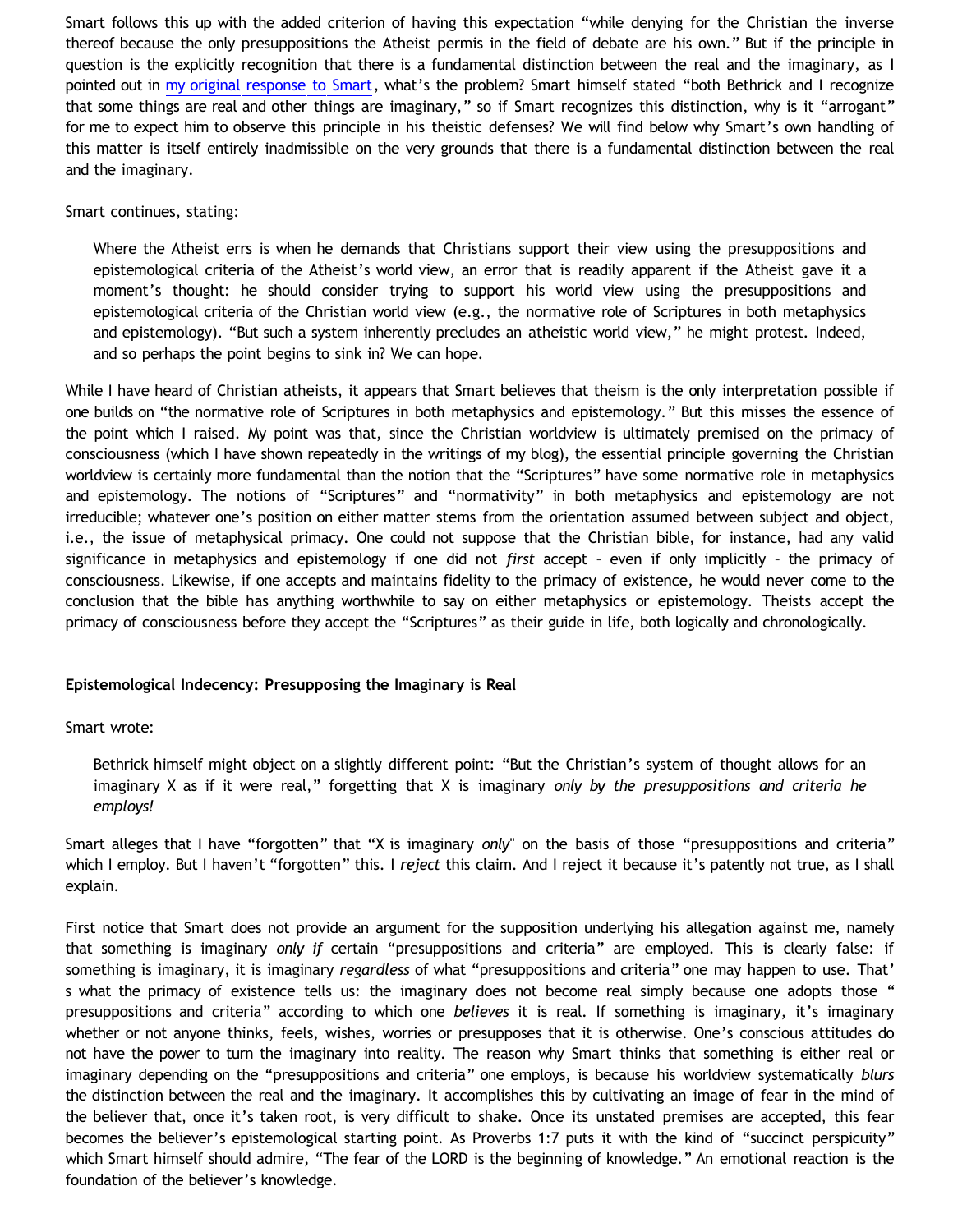Smart follows this up with the added criterion of having this expectation "while denying for the Christian the inverse thereof because the only presuppositions the Atheist permis in the field of debate are his own." But if the principle in question is the explicitly recognition that there is a fundamental distinction between the real and the imaginary, as I pointed out in my original response to Smart, what's the problem? Smart himself stated "both Bethrick and I recognize that some things are real and other things are imaginary," so if Smart recognizes this distinction, why is it "arrogant" for me to expect him to observe this principle in his theistic defenses? We will find below why Smart's own handling of this matter is itself entirely inadmissible on the very grounds that there is a fundamental distinction between the real and the imaginary.

Smart continues, stating:

> Where the Atheist errs is when he demands that Christians support their view using the presuppositions and epistemological criteria of the Atheist's world view, an error that is readily apparent if the Atheist gave it a moment's thought: he should consider trying to support his world view using the presuppositions and epistemological criteria of the Christian world view (e.g., the normative role of Scriptures in both metaphysics and epistemology). "But such a system inherently precludes an atheistic world view," he might protest. Indeed, and so perhaps the point begins to sink in? We can hope.

While I have heard of Christian atheists, it appears that Smart believes that theism is the only interpretation possible if one builds on "the normative role of Scriptures in both metaphysics and epistemology." But this misses the essence of the point which I raised. My point was that, since the Christian worldview is ultimately premised on the primacy of consciousness (which I have shown repeatedly in the writings of my blog), the essential principle governing the Christian worldview is certainly more fundamental than the notion that the "Scriptures" have some normative role in metaphysics and epistemology. The notions of "Scriptures" and "normativity" in both metaphysics and epistemology are not irreducible; whatever one's position on either matter stems from the orientation assumed between subject and object, i.e., the issue of metaphysical primacy. One could not suppose that the Christian bible, for instance, had any valid significance in metaphysics and epistemology if one did not *first* accept – even if only implicitly – the primacy of consciousness. Likewise, if one accepts and maintains fidelity to the primacy of existence, he would never come to the conclusion that the bible has anything worthwhile to say on either metaphysics or epistemology. Theists accept the primacy of consciousness before they accept the "Scriptures" as their guide in life, both logically and chronologically.

**Epistemological Indecency: Presupposing the Imaginary is Real**

Smart wrote:

> Bethrick himself might object on a slightly different point: "But the Christian's system of thought allows for an imaginary X as if it were real," forgetting that X is imaginary *only by the presuppositions and criteria he employs!*

Smart alleges that I have "forgotten" that "X is imaginary *only*" on the basis of those "presuppositions and criteria" which I employ. But I haven't "forgotten" this. I *reject* this claim. And I reject it because it's patently not true, as I shall explain.

First notice that Smart does not provide an argument for the supposition underlying his allegation against me, namely that something is imaginary *only if* certain "presuppositions and criteria" are employed. This is clearly false: if something is imaginary, it is imaginary *regardless* of what "presuppositions and criteria" one may happen to use. That's what the primacy of existence tells us: the imaginary does not become real simply because one adopts those "presuppositions and criteria" according to which one *believes* it is real. If something is imaginary, it's imaginary whether or not anyone thinks, feels, wishes, worries or presupposes that it is otherwise. One's conscious attitudes do not have the power to turn the imaginary into reality. The reason why Smart thinks that something is either real or imaginary depending on the "presuppositions and criteria" one employs, is because his worldview systematically *blurs* the distinction between the real and the imaginary. It accomplishes this by cultivating an image of fear in the mind of the believer that, once it's taken root, is very difficult to shake. Once its unstated premises are accepted, this fear becomes the believer's epistemological starting point. As Proverbs 1:7 puts it with the kind of "succinct perspicuity" which Smart himself should admire, "The fear of the LORD is the beginning of knowledge." An emotional reaction is the foundation of the believer's knowledge.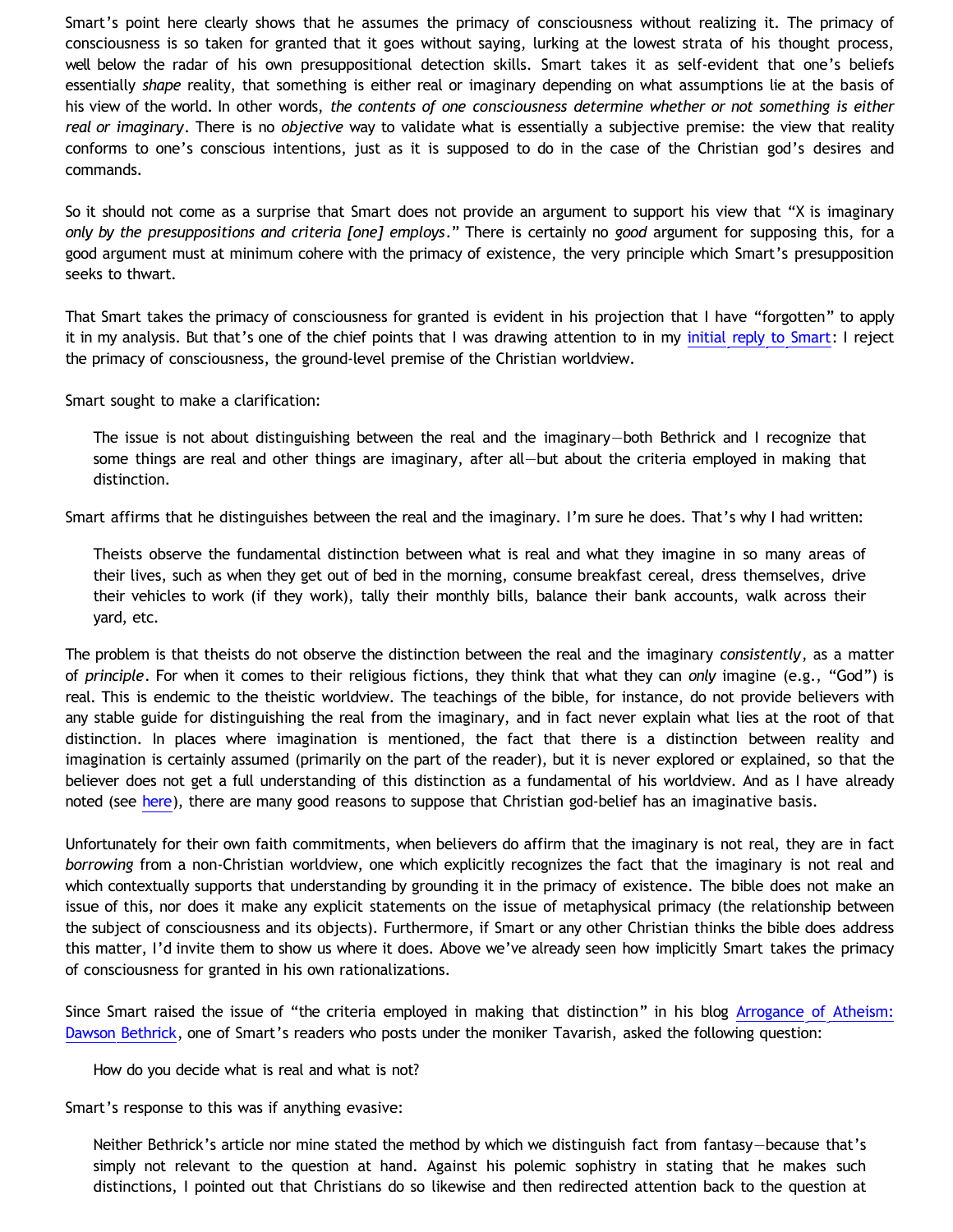Smart's point here clearly shows that he assumes the primacy of consciousness without realizing it. The primacy of consciousness is so taken for granted that it goes without saying, lurking at the lowest strata of his thought process, well below the radar of his own presuppositional detection skills. Smart takes it as self-evident that one's beliefs essentially *shape* reality, that something is either real or imaginary depending on what assumptions lie at the basis of his view of the world. In other words, *the contents of one consciousness determine whether or not something is either real or imaginary*. There is no *objective* way to validate what is essentially a subjective premise: the view that reality conforms to one's conscious intentions, just as it is supposed to do in the case of the Christian god's desires and commands.

So it should not come as a surprise that Smart does not provide an argument to support his view that "X is imaginary *only by the presuppositions and criteria [one] employs*." There is certainly no *good* argument for supposing this, for a good argument must at minimum cohere with the primacy of existence, the very principle which Smart's presupposition seeks to thwart.

That Smart takes the primacy of consciousness for granted is evident in his projection that I have "forgotten" to apply it in my analysis. But that's one of the chief points that I was drawing attention to in my initial reply to Smart: I reject the primacy of consciousness, the ground-level premise of the Christian worldview.

Smart sought to make a clarification:

> The issue is not about distinguishing between the real and the imaginary—both Bethrick and I recognize that some things are real and other things are imaginary, after all—but about the criteria employed in making that distinction.

Smart affirms that he distinguishes between the real and the imaginary. I'm sure he does. That's why I had written:

> Theists observe the fundamental distinction between what is real and what they imagine in so many areas of their lives, such as when they get out of bed in the morning, consume breakfast cereal, dress themselves, drive their vehicles to work (if they work), tally their monthly bills, balance their bank accounts, walk across their yard, etc.

The problem is that theists do not observe the distinction between the real and the imaginary *consistently*, as a matter of *principle*. For when it comes to their religious fictions, they think that what they can *only* imagine (e.g., "God") is real. This is endemic to the theistic worldview. The teachings of the bible, for instance, do not provide believers with any stable guide for distinguishing the real from the imaginary, and in fact never explain what lies at the root of that distinction. In places where imagination is mentioned, the fact that there is a distinction between reality and imagination is certainly assumed (primarily on the part of the reader), but it is never explored or explained, so that the believer does not get a full understanding of this distinction as a fundamental of his worldview. And as I have already noted (see here), there are many good reasons to suppose that Christian god-belief has an imaginative basis.

Unfortunately for their own faith commitments, when believers do affirm that the imaginary is not real, they are in fact *borrowing* from a non-Christian worldview, one which explicitly recognizes the fact that the imaginary is not real and which contextually supports that understanding by grounding it in the primacy of existence. The bible does not make an issue of this, nor does it make any explicit statements on the issue of metaphysical primacy (the relationship between the subject of consciousness and its objects). Furthermore, if Smart or any other Christian thinks the bible does address this matter, I'd invite them to show us where it does. Above we've already seen how implicitly Smart takes the primacy of consciousness for granted in his own rationalizations.

Since Smart raised the issue of "the criteria employed in making that distinction" in his blog Arrogance of Atheism: Dawson Bethrick, one of Smart's readers who posts under the moniker Tavarish, asked the following question:

> How do you decide what is real and what is not?

Smart's response to this was if anything evasive:

> Neither Bethrick's article nor mine stated the method by which we distinguish fact from fantasy—because that's simply not relevant to the question at hand. Against his polemic sophistry in stating that he makes such distinctions, I pointed out that Christians do so likewise and then redirected attention back to the question at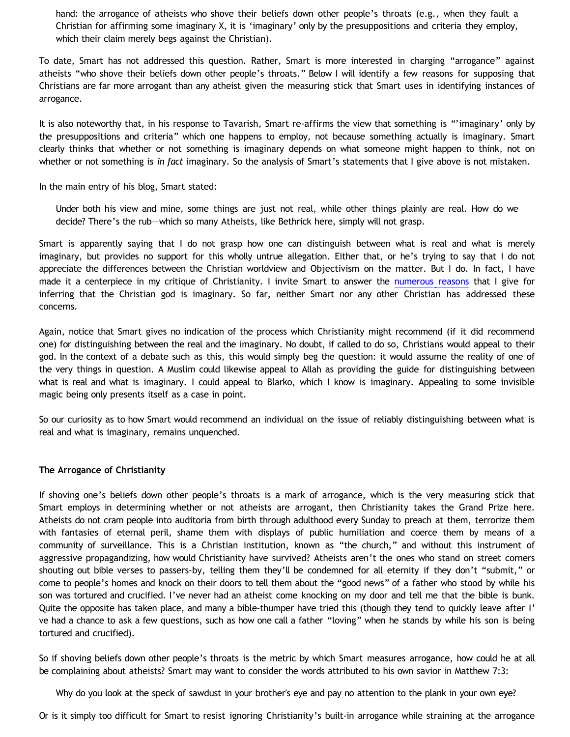> hand: the arrogance of atheists who shove their beliefs down other people's throats (e.g., when they fault a Christian for affirming some imaginary X, it is 'imaginary' only by the presuppositions and criteria they employ, which their claim merely begs against the Christian).

To date, Smart has not addressed this question. Rather, Smart is more interested in charging "arrogance" against atheists "who shove their beliefs down other people's throats." Below I will identify a few reasons for supposing that Christians are far more arrogant than any atheist given the measuring stick that Smart uses in identifying instances of arrogance.

It is also noteworthy that, in his response to Tavarish, Smart re-affirms the view that something is "'imaginary' only by the presuppositions and criteria" which one happens to employ, not because something actually is imaginary. Smart clearly thinks that whether or not something is imaginary depends on what someone might happen to think, not on whether or not something is *in fact* imaginary. So the analysis of Smart's statements that I give above is not mistaken.

In the main entry of his blog, Smart stated:

> Under both his view and mine, some things are just not real, while other things plainly are real. How do we decide? There's the rub—which so many Atheists, like Bethrick here, simply will not grasp.

Smart is apparently saying that I do not grasp how one can distinguish between what is real and what is merely imaginary, but provides no support for this wholly untrue allegation. Either that, or he's trying to say that I do not appreciate the differences between the Christian worldview and Objectivism on the matter. But I do. In fact, I have made it a centerpiece in my critique of Christianity. I invite Smart to answer the numerous reasons that I give for inferring that the Christian god is imaginary. So far, neither Smart nor any other Christian has addressed these concerns.

Again, notice that Smart gives no indication of the process which Christianity might recommend (if it did recommend one) for distinguishing between the real and the imaginary. No doubt, if called to do so, Christians would appeal to their god. In the context of a debate such as this, this would simply beg the question: it would assume the reality of one of the very things in question. A Muslim could likewise appeal to Allah as providing the guide for distinguishing between what is real and what is imaginary. I could appeal to Blarko, which I know is imaginary. Appealing to some invisible magic being only presents itself as a case in point.

So our curiosity as to how Smart would recommend an individual on the issue of reliably distinguishing between what is real and what is imaginary, remains unquenched.

**The Arrogance of Christianity**

If shoving one's beliefs down other people's throats is a mark of arrogance, which is the very measuring stick that Smart employs in determining whether or not atheists are arrogant, then Christianity takes the Grand Prize here. Atheists do not cram people into auditoria from birth through adulthood every Sunday to preach at them, terrorize them with fantasies of eternal peril, shame them with displays of public humiliation and coerce them by means of a community of surveillance. This is a Christian institution, known as "the church," and without this instrument of aggressive propagandizing, how would Christianity have survived? Atheists aren't the ones who stand on street corners shouting out bible verses to passers-by, telling them they'll be condemned for all eternity if they don't "submit," or come to people's homes and knock on their doors to tell them about the "good news" of a father who stood by while his son was tortured and crucified. I've never had an atheist come knocking on my door and tell me that the bible is bunk. Quite the opposite has taken place, and many a bible-thumper have tried this (though they tend to quickly leave after I've had a chance to ask a few questions, such as how one call a father "loving" when he stands by while his son is being tortured and crucified).

So if shoving beliefs down other people's throats is the metric by which Smart measures arrogance, how could he at all be complaining about atheists? Smart may want to consider the words attributed to his own savior in Matthew 7:3:

> Why do you look at the speck of sawdust in your brother's eye and pay no attention to the plank in your own eye?

Or is it simply too difficult for Smart to resist ignoring Christianity's built-in arrogance while straining at the arrogance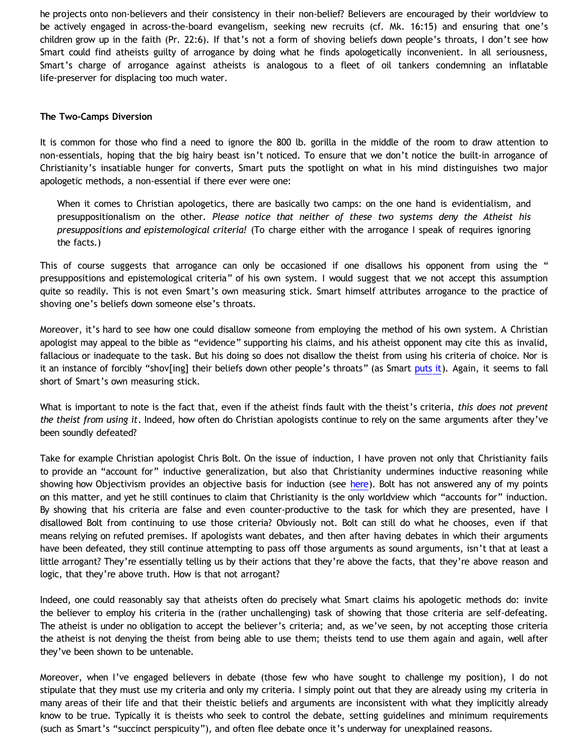he projects onto non-believers and their consistency in their non-belief? Believers are encouraged by their worldview to be actively engaged in across-the-board evangelism, seeking new recruits (cf. Mk. 16:15) and ensuring that one's children grow up in the faith (Pr. 22:6). If that's not a form of shoving beliefs down people's throats, I don't see how Smart could find atheists guilty of arrogance by doing what he finds apologetically inconvenient. In all seriousness, Smart's charge of arrogance against atheists is analogous to a fleet of oil tankers condemning an inflatable life-preserver for displacing too much water.

**The Two-Camps Diversion**

It is common for those who find a need to ignore the 800 lb. gorilla in the middle of the room to draw attention to non-essentials, hoping that the big hairy beast isn't noticed. To ensure that we don't notice the built-in arrogance of Christianity's insatiable hunger for converts, Smart puts the spotlight on what in his mind distinguishes two major apologetic methods, a non-essential if there ever were one:

> When it comes to Christian apologetics, there are basically two camps: on the one hand is evidentialism, and presuppositionalism on the other. *Please notice that neither of these two systems deny the Atheist his presuppositions and epistemological criteria!* (To charge either with the arrogance I speak of requires ignoring the facts.)

This of course suggests that arrogance can only be occasioned if one disallows his opponent from using the " presuppositions and epistemological criteria" of his own system. I would suggest that we not accept this assumption quite so readily. This is not even Smart's own measuring stick. Smart himself attributes arrogance to the practice of shoving one's beliefs down someone else's throats.

Moreover, it's hard to see how one could disallow someone from employing the method of his own system. A Christian apologist may appeal to the bible as "evidence" supporting his claims, and his atheist opponent may cite this as invalid, fallacious or inadequate to the task. But his doing so does not disallow the theist from using his criteria of choice. Nor is it an instance of forcibly "shov[ing] their beliefs down other people's throats" (as Smart puts it). Again, it seems to fall short of Smart's own measuring stick.

What is important to note is the fact that, even if the atheist finds fault with the theist's criteria, *this does not prevent the theist from using it*. Indeed, how often do Christian apologists continue to rely on the same arguments after they've been soundly defeated?

Take for example Christian apologist Chris Bolt. On the issue of induction, I have proven not only that Christianity fails to provide an "account for" inductive generalization, but also that Christianity undermines inductive reasoning while showing how Objectivism provides an objective basis for induction (see here). Bolt has not answered any of my points on this matter, and yet he still continues to claim that Christianity is the only worldview which "accounts for" induction. By showing that his criteria are false and even counter-productive to the task for which they are presented, have I disallowed Bolt from continuing to use those criteria? Obviously not. Bolt can still do what he chooses, even if that means relying on refuted premises. If apologists want debates, and then after having debates in which their arguments have been defeated, they still continue attempting to pass off those arguments as sound arguments, isn't that at least a little arrogant? They're essentially telling us by their actions that they're above the facts, that they're above reason and logic, that they're above truth. How is that not arrogant?

Indeed, one could reasonably say that atheists often do precisely what Smart claims his apologetic methods do: invite the believer to employ his criteria in the (rather unchallenging) task of showing that those criteria are self-defeating. The atheist is under no obligation to accept the believer's criteria; and, as we've seen, by not accepting those criteria the atheist is not denying the theist from being able to use them; theists tend to use them again and again, well after they've been shown to be untenable.

Moreover, when I've engaged believers in debate (those few who have sought to challenge my position), I do not stipulate that they must use my criteria and only my criteria. I simply point out that they are already using my criteria in many areas of their life and that their theistic beliefs and arguments are inconsistent with what they implicitly already know to be true. Typically it is theists who seek to control the debate, setting guidelines and minimum requirements (such as Smart's "succinct perspicuity"), and often flee debate once it's underway for unexplained reasons.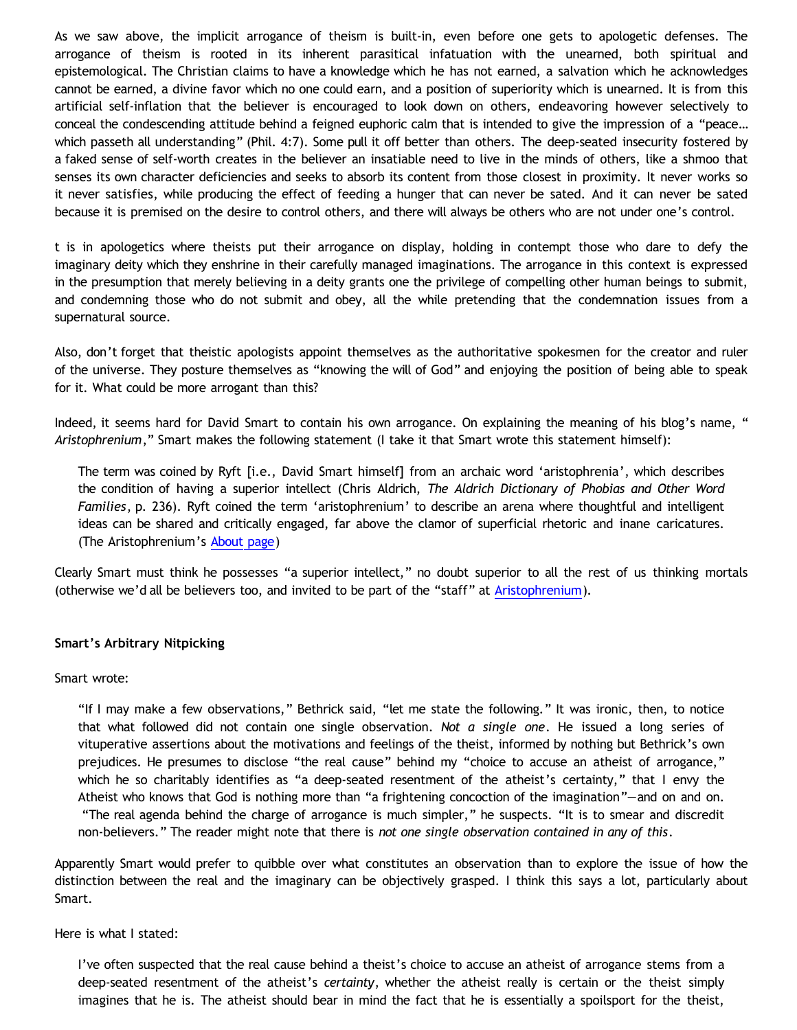As we saw above, the implicit arrogance of theism is built-in, even before one gets to apologetic defenses. The arrogance of theism is rooted in its inherent parasitical infatuation with the unearned, both spiritual and epistemological. The Christian claims to have a knowledge which he has not earned, a salvation which he acknowledges cannot be earned, a divine favor which no one could earn, and a position of superiority which is unearned. It is from this artificial self-inflation that the believer is encouraged to look down on others, endeavoring however selectively to conceal the condescending attitude behind a feigned euphoric calm that is intended to give the impression of a "peace… which passeth all understanding" (Phil. 4:7). Some pull it off better than others. The deep-seated insecurity fostered by a faked sense of self-worth creates in the believer an insatiable need to live in the minds of others, like a shmoo that senses its own character deficiencies and seeks to absorb its content from those closest in proximity. It never works so it never satisfies, while producing the effect of feeding a hunger that can never be sated. And it can never be sated because it is premised on the desire to control others, and there will always be others who are not under one's control.

t is in apologetics where theists put their arrogance on display, holding in contempt those who dare to defy the imaginary deity which they enshrine in their carefully managed imaginations. The arrogance in this context is expressed in the presumption that merely believing in a deity grants one the privilege of compelling other human beings to submit, and condemning those who do not submit and obey, all the while pretending that the condemnation issues from a supernatural source.

Also, don't forget that theistic apologists appoint themselves as the authoritative spokesmen for the creator and ruler of the universe. They posture themselves as "knowing the will of God" and enjoying the position of being able to speak for it. What could be more arrogant than this?

Indeed, it seems hard for David Smart to contain his own arrogance. On explaining the meaning of his blog's name, "*Aristophrenium*," Smart makes the following statement (I take it that Smart wrote this statement himself):

> The term was coined by Ryft [i.e., David Smart himself] from an archaic word 'aristophrenia', which describes the condition of having a superior intellect (Chris Aldrich, *The Aldrich Dictionary of Phobias and Other Word Families*, p. 236). Ryft coined the term 'aristophrenium' to describe an arena where thoughtful and intelligent ideas can be shared and critically engaged, far above the clamor of superficial rhetoric and inane caricatures. (The Aristophrenium's About page)

Clearly Smart must think he possesses "a superior intellect," no doubt superior to all the rest of us thinking mortals (otherwise we'd all be believers too, and invited to be part of the "staff" at Aristophrenium).

**Smart's Arbitrary Nitpicking**

Smart wrote:

> "If I may make a few observations," Bethrick said, "let me state the following." It was ironic, then, to notice that what followed did not contain one single observation. *Not a single one*. He issued a long series of vituperative assertions about the motivations and feelings of the theist, informed by nothing but Bethrick's own prejudices. He presumes to disclose "the real cause" behind my "choice to accuse an atheist of arrogance," which he so charitably identifies as "a deep-seated resentment of the atheist's certainty," that I envy the Atheist who knows that God is nothing more than "a frightening concoction of the imagination"—and on and on. "The real agenda behind the charge of arrogance is much simpler," he suspects. "It is to smear and discredit non-believers." The reader might note that there is *not one single observation contained in any of this*.

Apparently Smart would prefer to quibble over what constitutes an observation than to explore the issue of how the distinction between the real and the imaginary can be objectively grasped. I think this says a lot, particularly about Smart.

Here is what I stated:

> I've often suspected that the real cause behind a theist's choice to accuse an atheist of arrogance stems from a deep-seated resentment of the atheist's *certainty*, whether the atheist really is certain or the theist simply imagines that he is. The atheist should bear in mind the fact that he is essentially a spoilsport for the theist,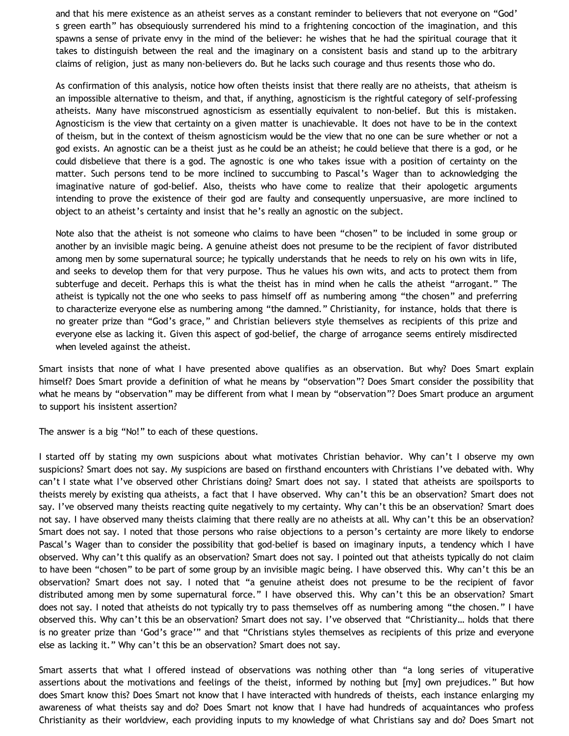> and that his mere existence as an atheist serves as a constant reminder to believers that not everyone on "God's green earth" has obsequiously surrendered his mind to a frightening concoction of the imagination, and this spawns a sense of private envy in the mind of the believer: he wishes that he had the spiritual courage that it takes to distinguish between the real and the imaginary on a consistent basis and stand up to the arbitrary claims of religion, just as many non-believers do. But he lacks such courage and thus resents those who do.
>
> As confirmation of this analysis, notice how often theists insist that there really are no atheists, that atheism is an impossible alternative to theism, and that, if anything, agnosticism is the rightful category of self-professing atheists. Many have misconstrued agnosticism as essentially equivalent to non-belief. But this is mistaken. Agnosticism is the view that certainty on a given matter is unachievable. It does not have to be in the context of theism, but in the context of theism agnosticism would be the view that no one can be sure whether or not a god exists. An agnostic can be a theist just as he could be an atheist; he could believe that there is a god, or he could disbelieve that there is a god. The agnostic is one who takes issue with a position of certainty on the matter. Such persons tend to be more inclined to succumbing to Pascal's Wager than to acknowledging the imaginative nature of god-belief. Also, theists who have come to realize that their apologetic arguments intending to prove the existence of their god are faulty and consequently unpersuasive, are more inclined to object to an atheist's certainty and insist that he's really an agnostic on the subject.
>
> Note also that the atheist is not someone who claims to have been "chosen" to be included in some group or another by an invisible magic being. A genuine atheist does not presume to be the recipient of favor distributed among men by some supernatural source; he typically understands that he needs to rely on his own wits in life, and seeks to develop them for that very purpose. Thus he values his own wits, and acts to protect them from subterfuge and deceit. Perhaps this is what the theist has in mind when he calls the atheist "arrogant." The atheist is typically not the one who seeks to pass himself off as numbering among "the chosen" and preferring to characterize everyone else as numbering among "the damned." Christianity, for instance, holds that there is no greater prize than "God's grace," and Christian believers style themselves as recipients of this prize and everyone else as lacking it. Given this aspect of god-belief, the charge of arrogance seems entirely misdirected when leveled against the atheist.

Smart insists that none of what I have presented above qualifies as an observation. But why? Does Smart explain himself? Does Smart provide a definition of what he means by "observation"? Does Smart consider the possibility that what he means by "observation" may be different from what I mean by "observation"? Does Smart produce an argument to support his insistent assertion?

The answer is a big "No!" to each of these questions.

I started off by stating my own suspicions about what motivates Christian behavior. Why can't I observe my own suspicions? Smart does not say. My suspicions are based on firsthand encounters with Christians I've debated with. Why can't I state what I've observed other Christians doing? Smart does not say. I stated that atheists are spoilsports to theists merely by existing qua atheists, a fact that I have observed. Why can't this be an observation? Smart does not say. I've observed many theists reacting quite negatively to my certainty. Why can't this be an observation? Smart does not say. I have observed many theists claiming that there really are no atheists at all. Why can't this be an observation? Smart does not say. I noted that those persons who raise objections to a person's certainty are more likely to endorse Pascal's Wager than to consider the possibility that god-belief is based on imaginary inputs, a tendency which I have observed. Why can't this qualify as an observation? Smart does not say. I pointed out that atheists typically do not claim to have been "chosen" to be part of some group by an invisible magic being. I have observed this. Why can't this be an observation? Smart does not say. I noted that "a genuine atheist does not presume to be the recipient of favor distributed among men by some supernatural force." I have observed this. Why can't this be an observation? Smart does not say. I noted that atheists do not typically try to pass themselves off as numbering among "the chosen." I have observed this. Why can't this be an observation? Smart does not say. I've observed that "Christianity… holds that there is no greater prize than 'God's grace'" and that "Christians styles themselves as recipients of this prize and everyone else as lacking it." Why can't this be an observation? Smart does not say.

Smart asserts that what I offered instead of observations was nothing other than "a long series of vituperative assertions about the motivations and feelings of the theist, informed by nothing but [my] own prejudices." But how does Smart know this? Does Smart not know that I have interacted with hundreds of theists, each instance enlarging my awareness of what theists say and do? Does Smart not know that I have had hundreds of acquaintances who profess Christianity as their worldview, each providing inputs to my knowledge of what Christians say and do? Does Smart not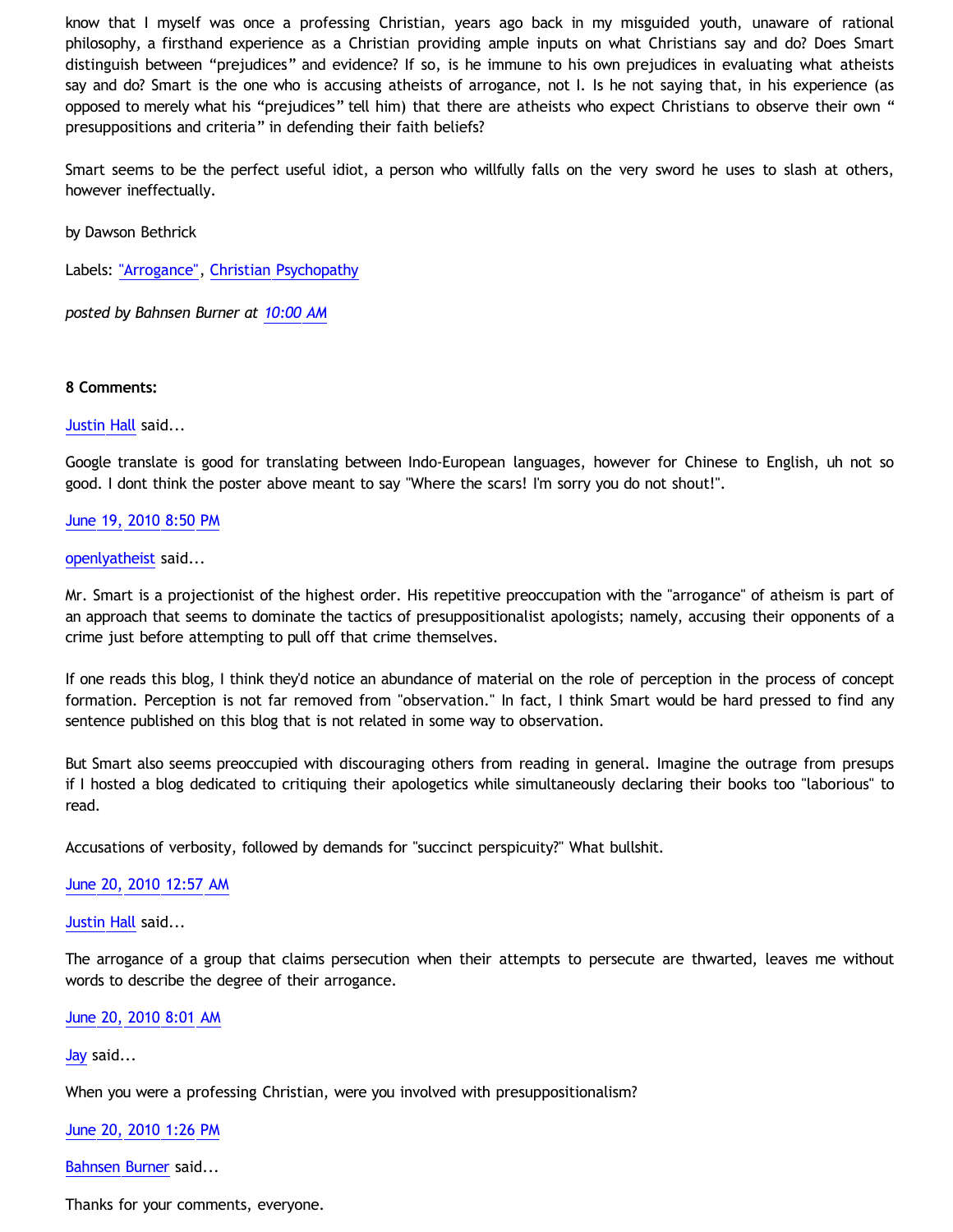know that I myself was once a professing Christian, years ago back in my misguided youth, unaware of rational philosophy, a firsthand experience as a Christian providing ample inputs on what Christians say and do? Does Smart distinguish between “prejudices” and evidence? If so, is he immune to his own prejudices in evaluating what atheists say and do? Smart is the one who is accusing atheists of arrogance, not I. Is he not saying that, in his experience (as opposed to merely what his “prejudices” tell him) that there are atheists who expect Christians to observe their own “ presuppositions and criteria” in defending their faith beliefs?

Smart seems to be the perfect useful idiot, a person who willfully falls on the very sword he uses to slash at others, however ineffectually.

by Dawson Bethrick

Labels: "Arrogance", Christian Psychopathy

*posted by Bahnsen Burner at 10:00 AM*

**8 Comments:**

Justin Hall said...

Google translate is good for translating between Indo-European languages, however for Chinese to English, uh not so good. I dont think the poster above meant to say "Where the scars! I'm sorry you do not shout!".

June 19, 2010 8:50 PM

openlyatheist said...

Mr. Smart is a projectionist of the highest order. His repetitive preoccupation with the "arrogance" of atheism is part of an approach that seems to dominate the tactics of presuppositionalist apologists; namely, accusing their opponents of a crime just before attempting to pull off that crime themselves.

If one reads this blog, I think they'd notice an abundance of material on the role of perception in the process of concept formation. Perception is not far removed from "observation." In fact, I think Smart would be hard pressed to find any sentence published on this blog that is not related in some way to observation.

But Smart also seems preoccupied with discouraging others from reading in general. Imagine the outrage from presups if I hosted a blog dedicated to critiquing their apologetics while simultaneously declaring their books too "laborious" to read.

Accusations of verbosity, followed by demands for "succinct perspicuity?" What bullshit.

June 20, 2010 12:57 AM

Justin Hall said...

The arrogance of a group that claims persecution when their attempts to persecute are thwarted, leaves me without words to describe the degree of their arrogance.

June 20, 2010 8:01 AM

Jay said...

When you were a professing Christian, were you involved with presuppositionalism?

June 20, 2010 1:26 PM

Bahnsen Burner said...

Thanks for your comments, everyone.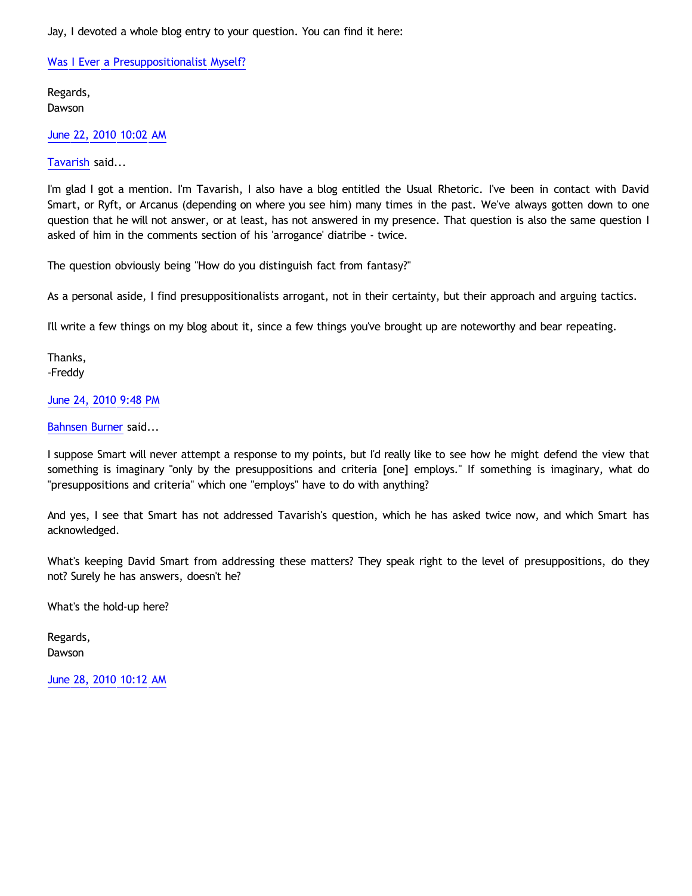Jay, I devoted a whole blog entry to your question. You can find it here:

[Was I Ever a Presuppositionalist Myself?]

Regards,
Dawson

June 22, 2010 10:02 AM

Tavarish said...

I'm glad I got a mention. I'm Tavarish, I also have a blog entitled the Usual Rhetoric. I've been in contact with David Smart, or Ryft, or Arcanus (depending on where you see him) many times in the past. We've always gotten down to one question that he will not answer, or at least, has not answered in my presence. That question is also the same question I asked of him in the comments section of his 'arrogance' diatribe - twice.

The question obviously being "How do you distinguish fact from fantasy?"

As a personal aside, I find presuppositionalists arrogant, not in their certainty, but their approach and arguing tactics.

I'll write a few things on my blog about it, since a few things you've brought up are noteworthy and bear repeating.

Thanks,
-Freddy

June 24, 2010 9:48 PM

Bahnsen Burner said...

I suppose Smart will never attempt a response to my points, but I'd really like to see how he might defend the view that something is imaginary "only by the presuppositions and criteria [one] employs." If something is imaginary, what do "presuppositions and criteria" which one "employs" have to do with anything?

And yes, I see that Smart has not addressed Tavarish's question, which he has asked twice now, and which Smart has acknowledged.

What's keeping David Smart from addressing these matters? They speak right to the level of presuppositions, do they not? Surely he has answers, doesn't he?

What's the hold-up here?

Regards,
Dawson

June 28, 2010 10:12 AM